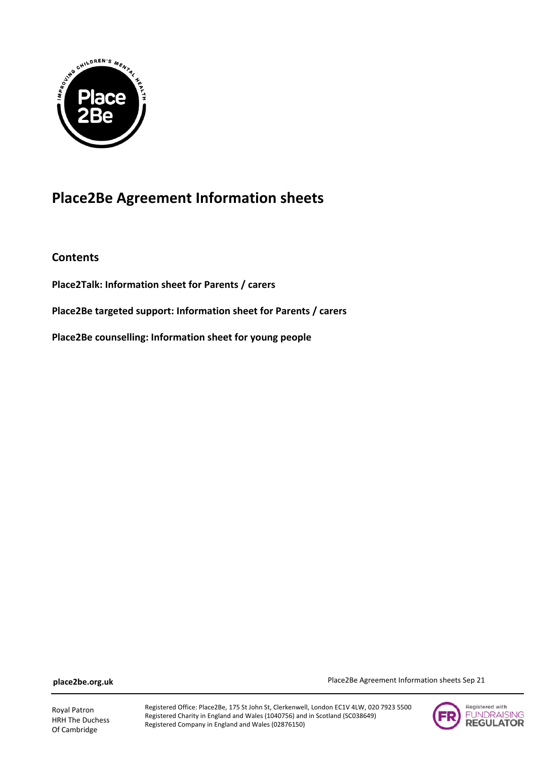# Place2Be Agreement Information sheets

## Contents

**Place2Talk: Information sheet for Parents / carers**

**Place2Be targeted support: Information sheet for Parents / carers**

**Place2Be counselling: Information sheet for young people**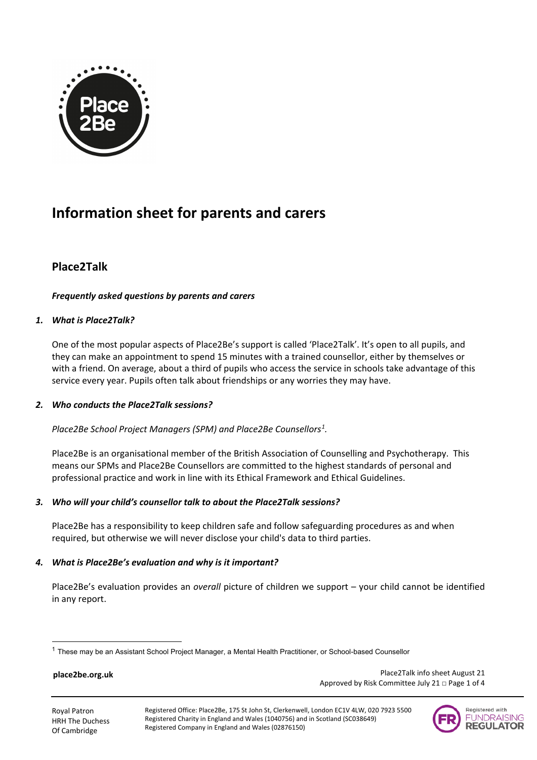# Information sheet for parents and carers

## Place2Talk

***Frequently asked questions by parents and carers***

1. ***What is Place2Talk?***

   One of the most popular aspects of Place2Be's support is called 'Place2Talk'. It's open to all pupils, and they can make an appointment to spend 15 minutes with a trained counsellor, either by themselves or with a friend. On average, about a third of pupils who access the service in schools take advantage of this service every year. Pupils often talk about friendships or any worries they may have.

2. ***Who conducts the Place2Talk sessions?***

   *Place2Be School Project Managers (SPM) and Place2Be Counsellors[1].*

   Place2Be is an organisational member of the British Association of Counselling and Psychotherapy. This means our SPMs and Place2Be Counsellors are committed to the highest standards of personal and professional practice and work in line with its Ethical Framework and Ethical Guidelines.

3. ***Who will your child's counsellor talk to about the Place2Talk sessions?***

   Place2Be has a responsibility to keep children safe and follow safeguarding procedures as and when required, but otherwise we will never disclose your child's data to third parties.

4. ***What is Place2Be's evaluation and why is it important?***

   Place2Be's evaluation provides an *overall* picture of children we support – your child cannot be identified in any report.

[1] These may be an Assistant School Project Manager, a Mental Health Practitioner, or School-based Counsellor

Royal Patron HRH The Duchess Of Cambridge

Registered Office: Place2Be, 175 St John St, Clerkenwell, London EC1V 4LW, 020 7923 5500
Registered Charity in England and Wales (1040756) and in Scotland (SC038649)
Registered Company in England and Wales (02876150)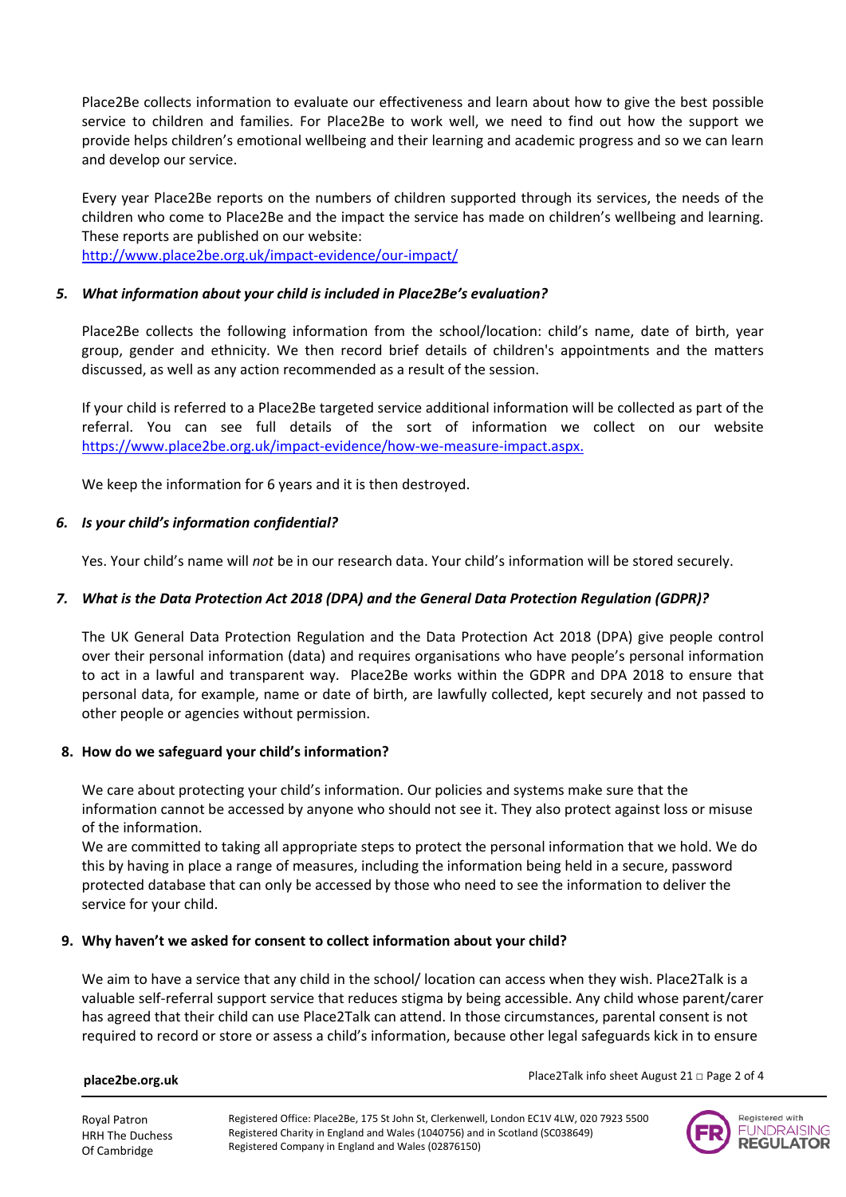Place2Be collects information to evaluate our effectiveness and learn about how to give the best possible service to children and families. For Place2Be to work well, we need to find out how the support we provide helps children's emotional wellbeing and their learning and academic progress and so we can learn and develop our service.

Every year Place2Be reports on the numbers of children supported through its services, the needs of the children who come to Place2Be and the impact the service has made on children's wellbeing and learning. These reports are published on our website:
http://www.place2be.org.uk/impact-evidence/our-impact/

### *5. What information about your child is included in Place2Be's evaluation?*

Place2Be collects the following information from the school/location: child's name, date of birth, year group, gender and ethnicity. We then record brief details of children's appointments and the matters discussed, as well as any action recommended as a result of the session.

If your child is referred to a Place2Be targeted service additional information will be collected as part of the referral. You can see full details of the sort of information we collect on our website https://www.place2be.org.uk/impact-evidence/how-we-measure-impact.aspx.

We keep the information for 6 years and it is then destroyed.

### *6. Is your child's information confidential?*

Yes. Your child's name will *not* be in our research data. Your child's information will be stored securely.

### *7. What is the Data Protection Act 2018 (DPA) and the General Data Protection Regulation (GDPR)?*

The UK General Data Protection Regulation and the Data Protection Act 2018 (DPA) give people control over their personal information (data) and requires organisations who have people's personal information to act in a lawful and transparent way. Place2Be works within the GDPR and DPA 2018 to ensure that personal data, for example, name or date of birth, are lawfully collected, kept securely and not passed to other people or agencies without permission.

### 8. How do we safeguard your child's information?

We care about protecting your child's information. Our policies and systems make sure that the information cannot be accessed by anyone who should not see it. They also protect against loss or misuse of the information.
We are committed to taking all appropriate steps to protect the personal information that we hold. We do this by having in place a range of measures, including the information being held in a secure, password protected database that can only be accessed by those who need to see the information to deliver the service for your child.

### 9. Why haven't we asked for consent to collect information about your child?

We aim to have a service that any child in the school/ location can access when they wish. Place2Talk is a valuable self-referral support service that reduces stigma by being accessible. Any child whose parent/carer has agreed that their child can use Place2Talk can attend. In those circumstances, parental consent is not required to record or store or assess a child's information, because other legal safeguards kick in to ensure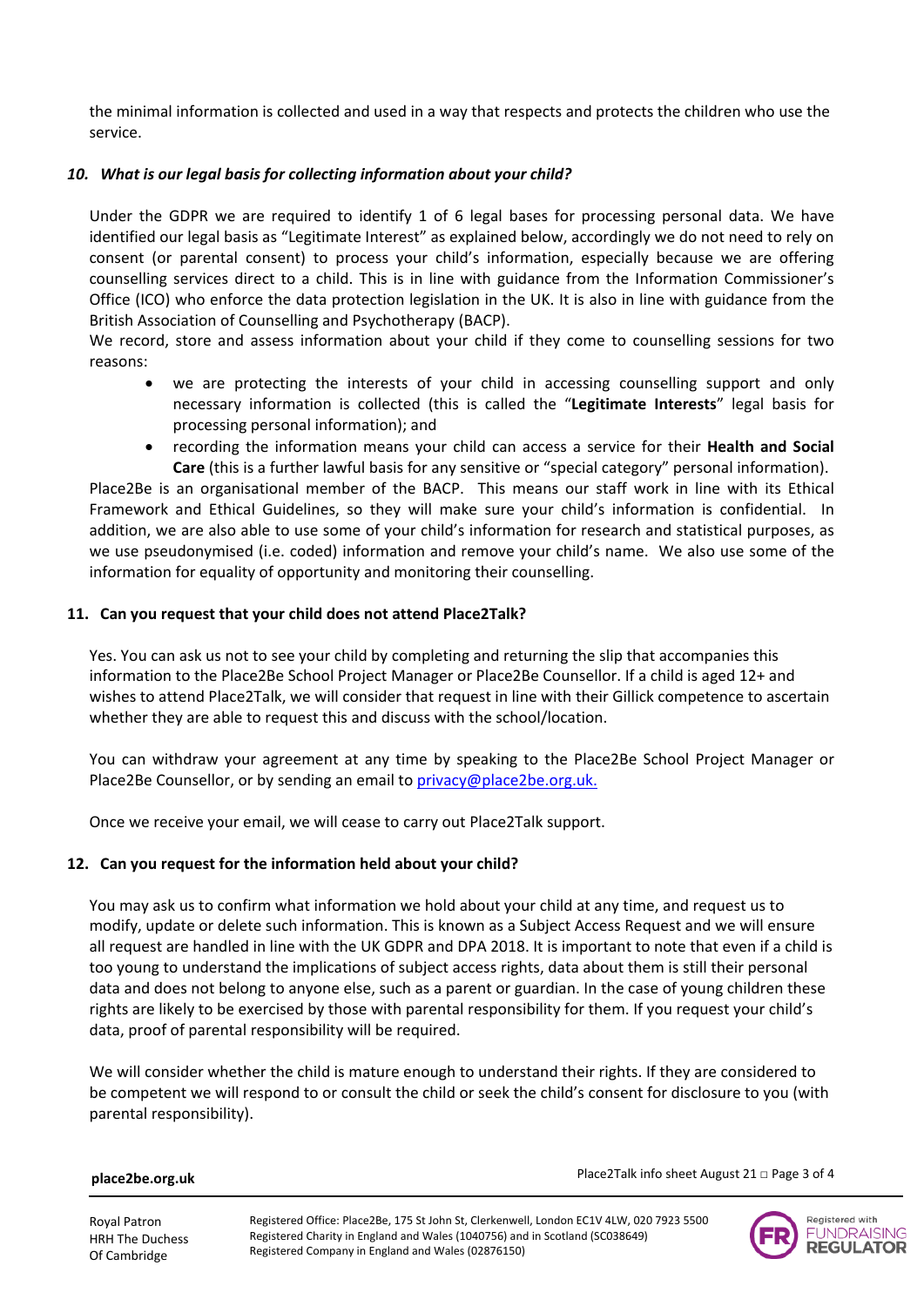the minimal information is collected and used in a way that respects and protects the children who use the service.

### *10. What is our legal basis for collecting information about your child?*

Under the GDPR we are required to identify 1 of 6 legal bases for processing personal data. We have identified our legal basis as "Legitimate Interest" as explained below, accordingly we do not need to rely on consent (or parental consent) to process your child's information, especially because we are offering counselling services direct to a child. This is in line with guidance from the Information Commissioner's Office (ICO) who enforce the data protection legislation in the UK. It is also in line with guidance from the British Association of Counselling and Psychotherapy (BACP).

We record, store and assess information about your child if they come to counselling sessions for two reasons:

- we are protecting the interests of your child in accessing counselling support and only necessary information is collected (this is called the "**Legitimate Interests**" legal basis for processing personal information); and
- recording the information means your child can access a service for their **Health and Social Care** (this is a further lawful basis for any sensitive or "special category" personal information).

Place2Be is an organisational member of the BACP. This means our staff work in line with its Ethical Framework and Ethical Guidelines, so they will make sure your child's information is confidential. In addition, we are also able to use some of your child's information for research and statistical purposes, as we use pseudonymised (i.e. coded) information and remove your child's name. We also use some of the information for equality of opportunity and monitoring their counselling.

### 11. Can you request that your child does not attend Place2Talk?

Yes. You can ask us not to see your child by completing and returning the slip that accompanies this information to the Place2Be School Project Manager or Place2Be Counsellor. If a child is aged 12+ and wishes to attend Place2Talk, we will consider that request in line with their Gillick competence to ascertain whether they are able to request this and discuss with the school/location.

You can withdraw your agreement at any time by speaking to the Place2Be School Project Manager or Place2Be Counsellor, or by sending an email to [privacy@place2be.org.uk.](mailto:privacy@place2be.org.uk)

Once we receive your email, we will cease to carry out Place2Talk support.

### 12. Can you request for the information held about your child?

You may ask us to confirm what information we hold about your child at any time, and request us to modify, update or delete such information. This is known as a Subject Access Request and we will ensure all request are handled in line with the UK GDPR and DPA 2018. It is important to note that even if a child is too young to understand the implications of subject access rights, data about them is still their personal data and does not belong to anyone else, such as a parent or guardian. In the case of young children these rights are likely to be exercised by those with parental responsibility for them. If you request your child's data, proof of parental responsibility will be required.

We will consider whether the child is mature enough to understand their rights. If they are considered to be competent we will respond to or consult the child or seek the child's consent for disclosure to you (with parental responsibility).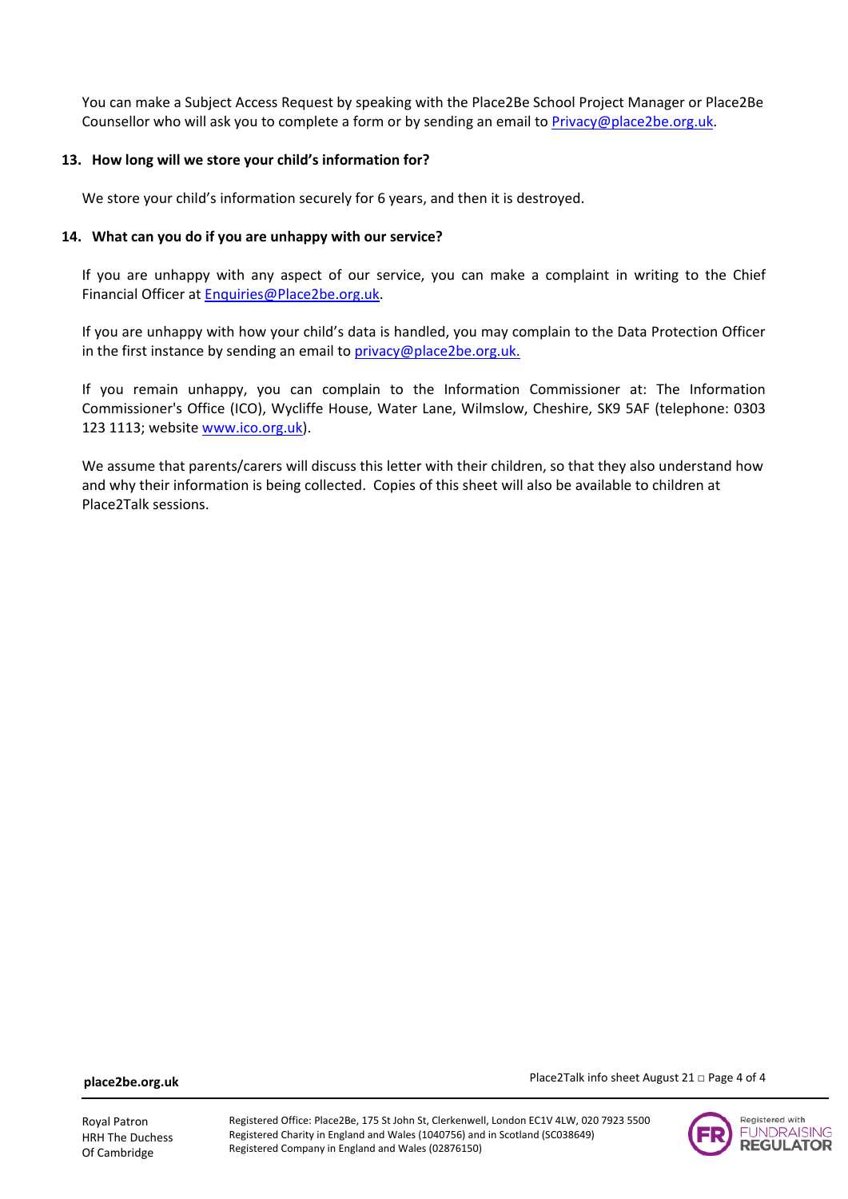You can make a Subject Access Request by speaking with the Place2Be School Project Manager or Place2Be Counsellor who will ask you to complete a form or by sending an email to Privacy@place2be.org.uk.

**13. How long will we store your child's information for?**

We store your child's information securely for 6 years, and then it is destroyed.

**14. What can you do if you are unhappy with our service?**

If you are unhappy with any aspect of our service, you can make a complaint in writing to the Chief Financial Officer at Enquiries@Place2be.org.uk.

If you are unhappy with how your child's data is handled, you may complain to the Data Protection Officer in the first instance by sending an email to privacy@place2be.org.uk.

If you remain unhappy, you can complain to the Information Commissioner at: The Information Commissioner's Office (ICO), Wycliffe House, Water Lane, Wilmslow, Cheshire, SK9 5AF (telephone: 0303 123 1113; website www.ico.org.uk).

We assume that parents/carers will discuss this letter with their children, so that they also understand how and why their information is being collected. Copies of this sheet will also be available to children at Place2Talk sessions.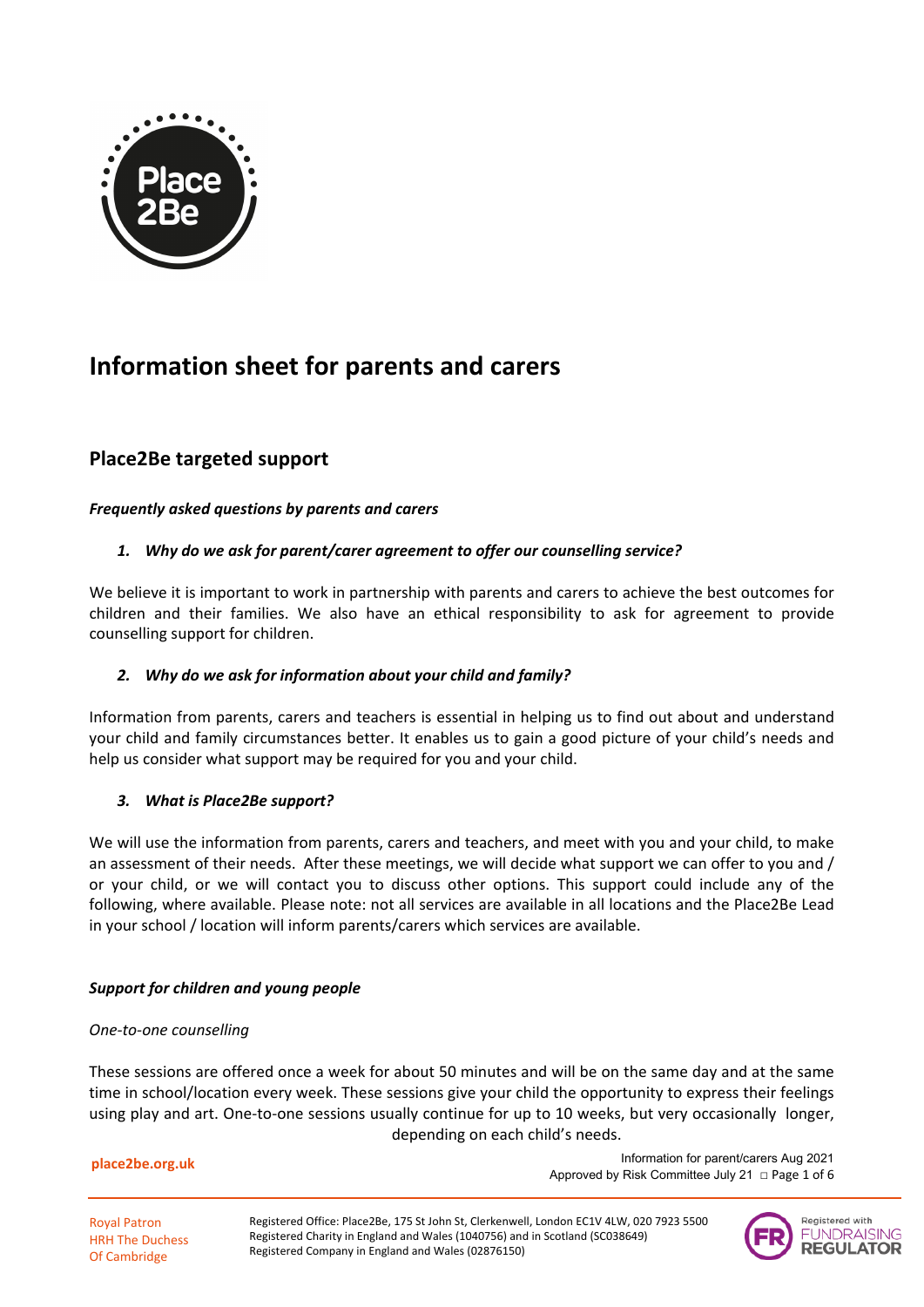# Information sheet for parents and carers

## Place2Be targeted support

***Frequently asked questions by parents and carers***

1. ***Why do we ask for parent/carer agreement to offer our counselling service?***

We believe it is important to work in partnership with parents and carers to achieve the best outcomes for children and their families. We also have an ethical responsibility to ask for agreement to provide counselling support for children.

2. ***Why do we ask for information about your child and family?***

Information from parents, carers and teachers is essential in helping us to find out about and understand your child and family circumstances better. It enables us to gain a good picture of your child's needs and help us consider what support may be required for you and your child.

3. ***What is Place2Be support?***

We will use the information from parents, carers and teachers, and meet with you and your child, to make an assessment of their needs. After these meetings, we will decide what support we can offer to you and / or your child, or we will contact you to discuss other options. This support could include any of the following, where available. Please note: not all services are available in all locations and the Place2Be Lead in your school / location will inform parents/carers which services are available.

***Support for children and young people***

*One-to-one counselling*

These sessions are offered once a week for about 50 minutes and will be on the same day and at the same time in school/location every week. These sessions give your child the opportunity to express their feelings using play and art. One-to-one sessions usually continue for up to 10 weeks, but very occasionally longer, depending on each child's needs.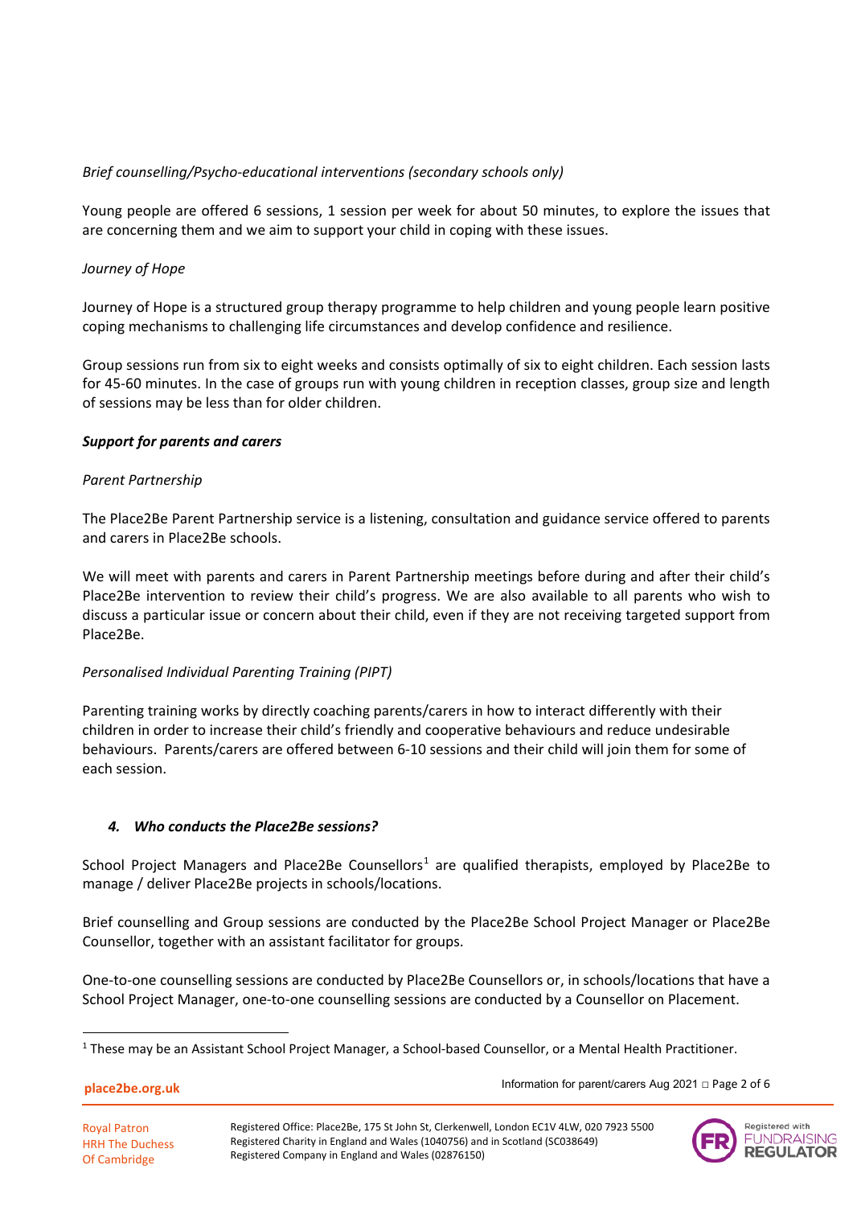*Brief counselling/Psycho-educational interventions (secondary schools only)*

Young people are offered 6 sessions, 1 session per week for about 50 minutes, to explore the issues that are concerning them and we aim to support your child in coping with these issues.

*Journey of Hope*

Journey of Hope is a structured group therapy programme to help children and young people learn positive coping mechanisms to challenging life circumstances and develop confidence and resilience.

Group sessions run from six to eight weeks and consists optimally of six to eight children. Each session lasts for 45-60 minutes. In the case of groups run with young children in reception classes, group size and length of sessions may be less than for older children.

***Support for parents and carers***

*Parent Partnership*

The Place2Be Parent Partnership service is a listening, consultation and guidance service offered to parents and carers in Place2Be schools.

We will meet with parents and carers in Parent Partnership meetings before during and after their child's Place2Be intervention to review their child's progress. We are also available to all parents who wish to discuss a particular issue or concern about their child, even if they are not receiving targeted support from Place2Be.

*Personalised Individual Parenting Training (PIPT)*

Parenting training works by directly coaching parents/carers in how to interact differently with their children in order to increase their child's friendly and cooperative behaviours and reduce undesirable behaviours. Parents/carers are offered between 6-10 sessions and their child will join them for some of each session.

### 4. *Who conducts the Place2Be sessions?*

School Project Managers and Place2Be Counsellors[1] are qualified therapists, employed by Place2Be to manage / deliver Place2Be projects in schools/locations.

Brief counselling and Group sessions are conducted by the Place2Be School Project Manager or Place2Be Counsellor, together with an assistant facilitator for groups.

One-to-one counselling sessions are conducted by Place2Be Counsellors or, in schools/locations that have a School Project Manager, one-to-one counselling sessions are conducted by a Counsellor on Placement.

[1] These may be an Assistant School Project Manager, a School-based Counsellor, or a Mental Health Practitioner.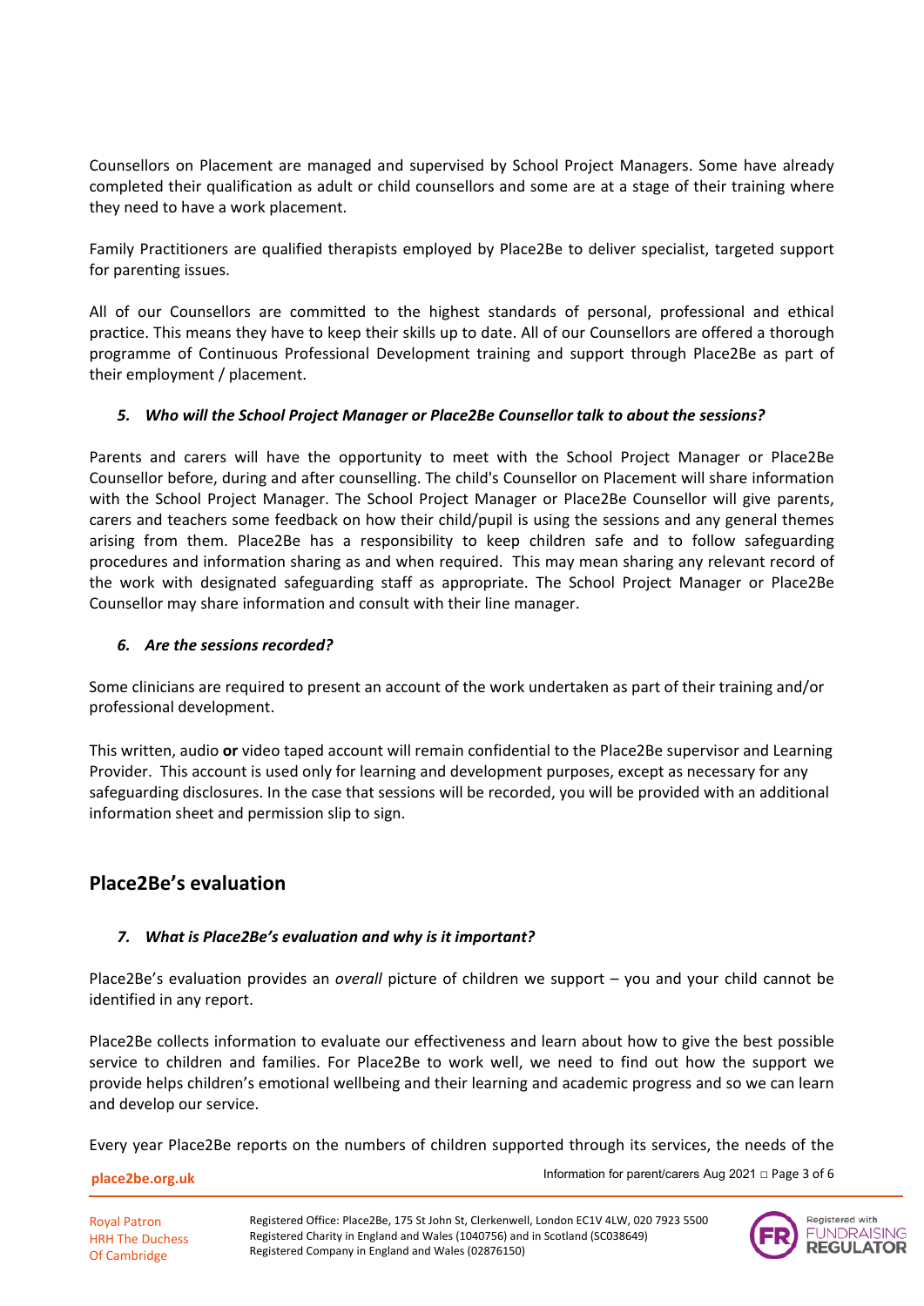Counsellors on Placement are managed and supervised by School Project Managers. Some have already completed their qualification as adult or child counsellors and some are at a stage of their training where they need to have a work placement.

Family Practitioners are qualified therapists employed by Place2Be to deliver specialist, targeted support for parenting issues.

All of our Counsellors are committed to the highest standards of personal, professional and ethical practice. This means they have to keep their skills up to date. All of our Counsellors are offered a thorough programme of Continuous Professional Development training and support through Place2Be as part of their employment / placement.

### *5. Who will the School Project Manager or Place2Be Counsellor talk to about the sessions?*

Parents and carers will have the opportunity to meet with the School Project Manager or Place2Be Counsellor before, during and after counselling. The child's Counsellor on Placement will share information with the School Project Manager. The School Project Manager or Place2Be Counsellor will give parents, carers and teachers some feedback on how their child/pupil is using the sessions and any general themes arising from them. Place2Be has a responsibility to keep children safe and to follow safeguarding procedures and information sharing as and when required. This may mean sharing any relevant record of the work with designated safeguarding staff as appropriate. The School Project Manager or Place2Be Counsellor may share information and consult with their line manager.

### *6. Are the sessions recorded?*

Some clinicians are required to present an account of the work undertaken as part of their training and/or professional development.

This written, audio **or** video taped account will remain confidential to the Place2Be supervisor and Learning Provider. This account is used only for learning and development purposes, except as necessary for any safeguarding disclosures. In the case that sessions will be recorded, you will be provided with an additional information sheet and permission slip to sign.

## Place2Be's evaluation

### *7. What is Place2Be's evaluation and why is it important?*

Place2Be's evaluation provides an *overall* picture of children we support – you and your child cannot be identified in any report.

Place2Be collects information to evaluate our effectiveness and learn about how to give the best possible service to children and families. For Place2Be to work well, we need to find out how the support we provide helps children's emotional wellbeing and their learning and academic progress and so we can learn and develop our service.

Every year Place2Be reports on the numbers of children supported through its services, the needs of the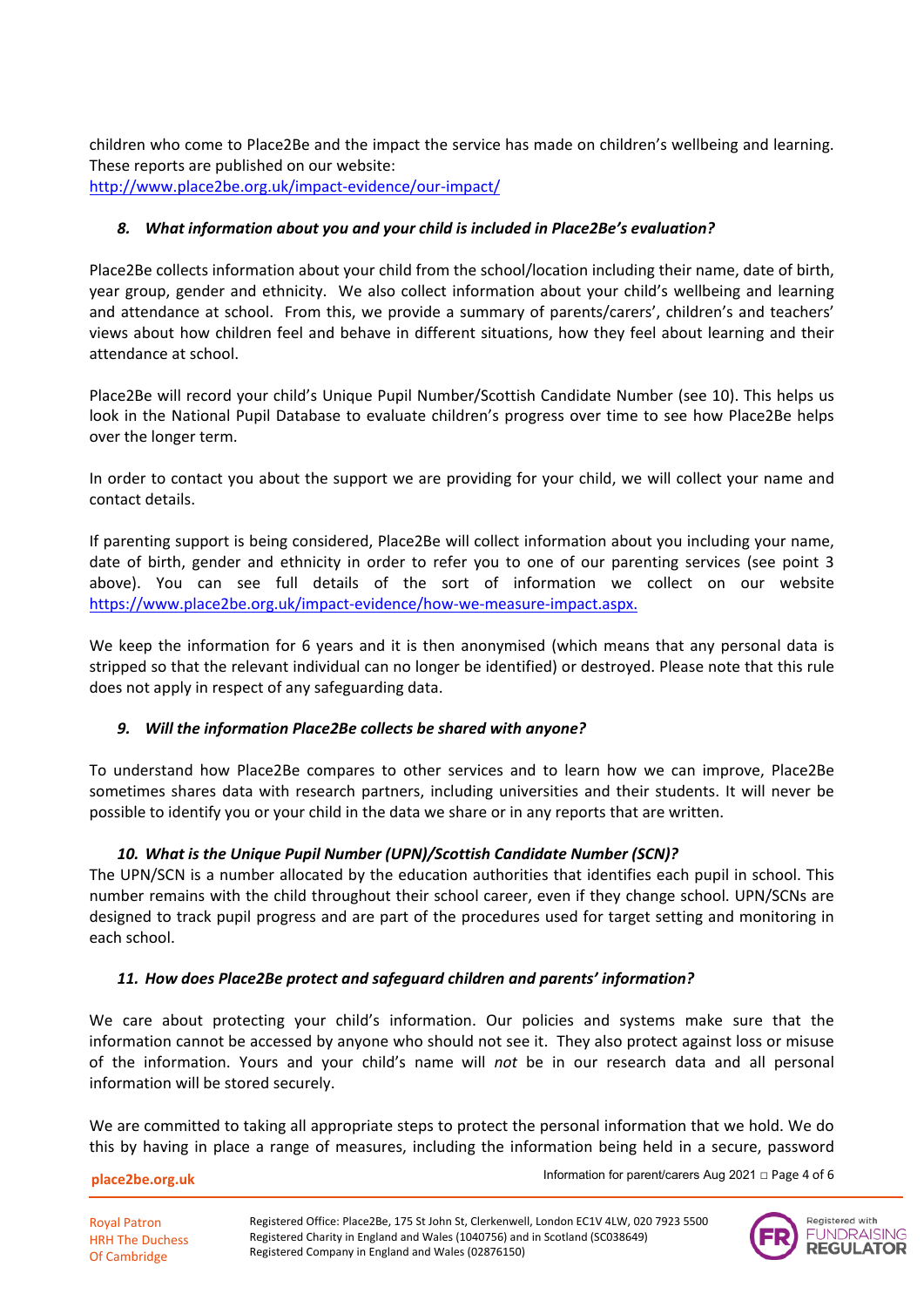children who come to Place2Be and the impact the service has made on children's wellbeing and learning. These reports are published on our website: http://www.place2be.org.uk/impact-evidence/our-impact/

### *8. What information about you and your child is included in Place2Be's evaluation?*

Place2Be collects information about your child from the school/location including their name, date of birth, year group, gender and ethnicity. We also collect information about your child's wellbeing and learning and attendance at school. From this, we provide a summary of parents/carers', children's and teachers' views about how children feel and behave in different situations, how they feel about learning and their attendance at school.

Place2Be will record your child's Unique Pupil Number/Scottish Candidate Number (see 10). This helps us look in the National Pupil Database to evaluate children's progress over time to see how Place2Be helps over the longer term.

In order to contact you about the support we are providing for your child, we will collect your name and contact details.

If parenting support is being considered, Place2Be will collect information about you including your name, date of birth, gender and ethnicity in order to refer you to one of our parenting services (see point 3 above). You can see full details of the sort of information we collect on our website https://www.place2be.org.uk/impact-evidence/how-we-measure-impact.aspx.

We keep the information for 6 years and it is then anonymised (which means that any personal data is stripped so that the relevant individual can no longer be identified) or destroyed. Please note that this rule does not apply in respect of any safeguarding data.

### *9. Will the information Place2Be collects be shared with anyone?*

To understand how Place2Be compares to other services and to learn how we can improve, Place2Be sometimes shares data with research partners, including universities and their students. It will never be possible to identify you or your child in the data we share or in any reports that are written.

### *10. What is the Unique Pupil Number (UPN)/Scottish Candidate Number (SCN)?*

The UPN/SCN is a number allocated by the education authorities that identifies each pupil in school. This number remains with the child throughout their school career, even if they change school. UPN/SCNs are designed to track pupil progress and are part of the procedures used for target setting and monitoring in each school.

### *11. How does Place2Be protect and safeguard children and parents' information?*

We care about protecting your child's information. Our policies and systems make sure that the information cannot be accessed by anyone who should not see it. They also protect against loss or misuse of the information. Yours and your child's name will *not* be in our research data and all personal information will be stored securely.

We are committed to taking all appropriate steps to protect the personal information that we hold. We do this by having in place a range of measures, including the information being held in a secure, password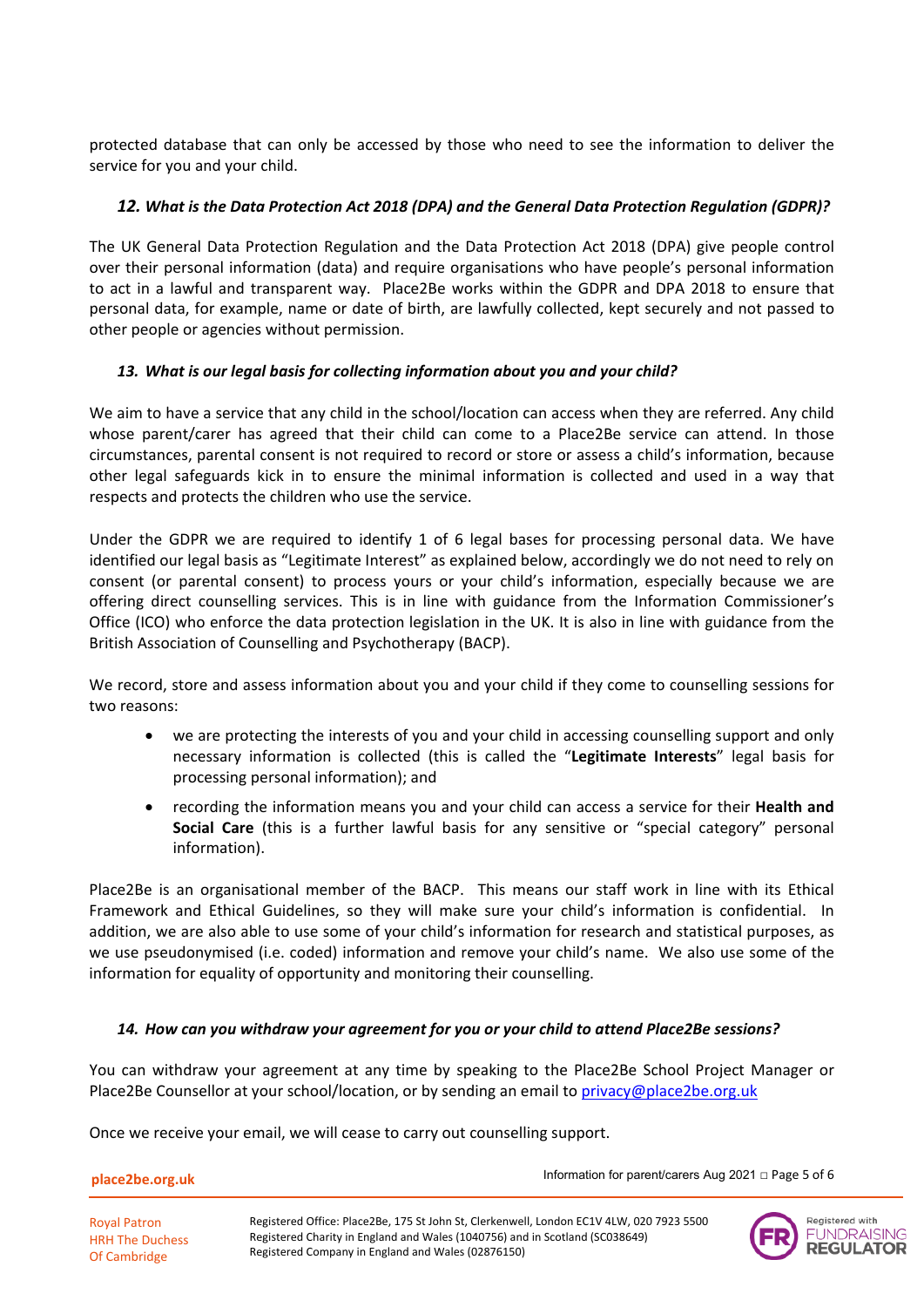protected database that can only be accessed by those who need to see the information to deliver the service for you and your child.

### *12. What is the Data Protection Act 2018 (DPA) and the General Data Protection Regulation (GDPR)?*

The UK General Data Protection Regulation and the Data Protection Act 2018 (DPA) give people control over their personal information (data) and require organisations who have people's personal information to act in a lawful and transparent way. Place2Be works within the GDPR and DPA 2018 to ensure that personal data, for example, name or date of birth, are lawfully collected, kept securely and not passed to other people or agencies without permission.

### *13. What is our legal basis for collecting information about you and your child?*

We aim to have a service that any child in the school/location can access when they are referred. Any child whose parent/carer has agreed that their child can come to a Place2Be service can attend. In those circumstances, parental consent is not required to record or store or assess a child's information, because other legal safeguards kick in to ensure the minimal information is collected and used in a way that respects and protects the children who use the service.

Under the GDPR we are required to identify 1 of 6 legal bases for processing personal data. We have identified our legal basis as "Legitimate Interest" as explained below, accordingly we do not need to rely on consent (or parental consent) to process yours or your child's information, especially because we are offering direct counselling services. This is in line with guidance from the Information Commissioner's Office (ICO) who enforce the data protection legislation in the UK. It is also in line with guidance from the British Association of Counselling and Psychotherapy (BACP).

We record, store and assess information about you and your child if they come to counselling sessions for two reasons:

- we are protecting the interests of you and your child in accessing counselling support and only necessary information is collected (this is called the "**Legitimate Interests**" legal basis for processing personal information); and
- recording the information means you and your child can access a service for their **Health and Social Care** (this is a further lawful basis for any sensitive or "special category" personal information).

Place2Be is an organisational member of the BACP. This means our staff work in line with its Ethical Framework and Ethical Guidelines, so they will make sure your child's information is confidential. In addition, we are also able to use some of your child's information for research and statistical purposes, as we use pseudonymised (i.e. coded) information and remove your child's name. We also use some of the information for equality of opportunity and monitoring their counselling.

### *14. How can you withdraw your agreement for you or your child to attend Place2Be sessions?*

You can withdraw your agreement at any time by speaking to the Place2Be School Project Manager or Place2Be Counsellor at your school/location, or by sending an email to privacy@place2be.org.uk

Once we receive your email, we will cease to carry out counselling support.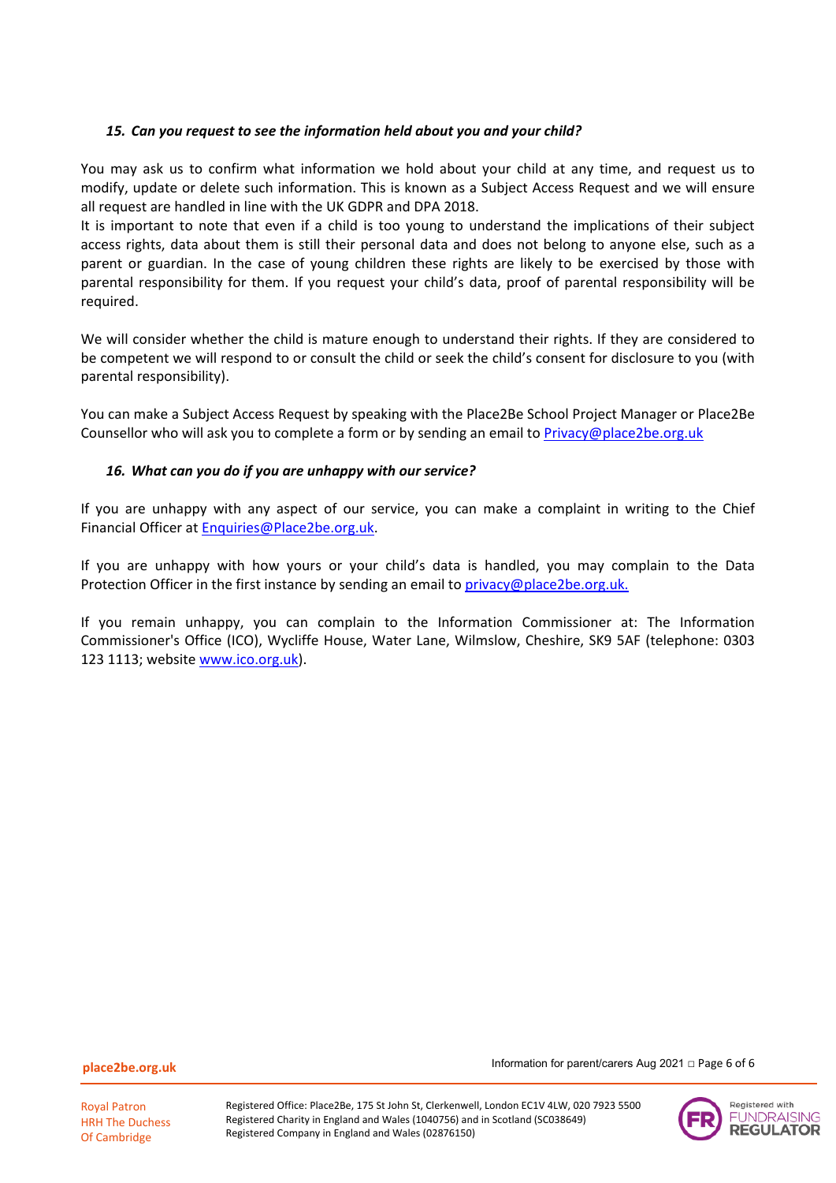### *15. Can you request to see the information held about you and your child?*

You may ask us to confirm what information we hold about your child at any time, and request us to modify, update or delete such information. This is known as a Subject Access Request and we will ensure all request are handled in line with the UK GDPR and DPA 2018.
It is important to note that even if a child is too young to understand the implications of their subject access rights, data about them is still their personal data and does not belong to anyone else, such as a parent or guardian. In the case of young children these rights are likely to be exercised by those with parental responsibility for them. If you request your child's data, proof of parental responsibility will be required.

We will consider whether the child is mature enough to understand their rights. If they are considered to be competent we will respond to or consult the child or seek the child's consent for disclosure to you (with parental responsibility).

You can make a Subject Access Request by speaking with the Place2Be School Project Manager or Place2Be Counsellor who will ask you to complete a form or by sending an email to Privacy@place2be.org.uk

### *16. What can you do if you are unhappy with our service?*

If you are unhappy with any aspect of our service, you can make a complaint in writing to the Chief Financial Officer at Enquiries@Place2be.org.uk.

If you are unhappy with how yours or your child's data is handled, you may complain to the Data Protection Officer in the first instance by sending an email to privacy@place2be.org.uk.

If you remain unhappy, you can complain to the Information Commissioner at: The Information Commissioner's Office (ICO), Wycliffe House, Water Lane, Wilmslow, Cheshire, SK9 5AF (telephone: 0303 123 1113; website www.ico.org.uk).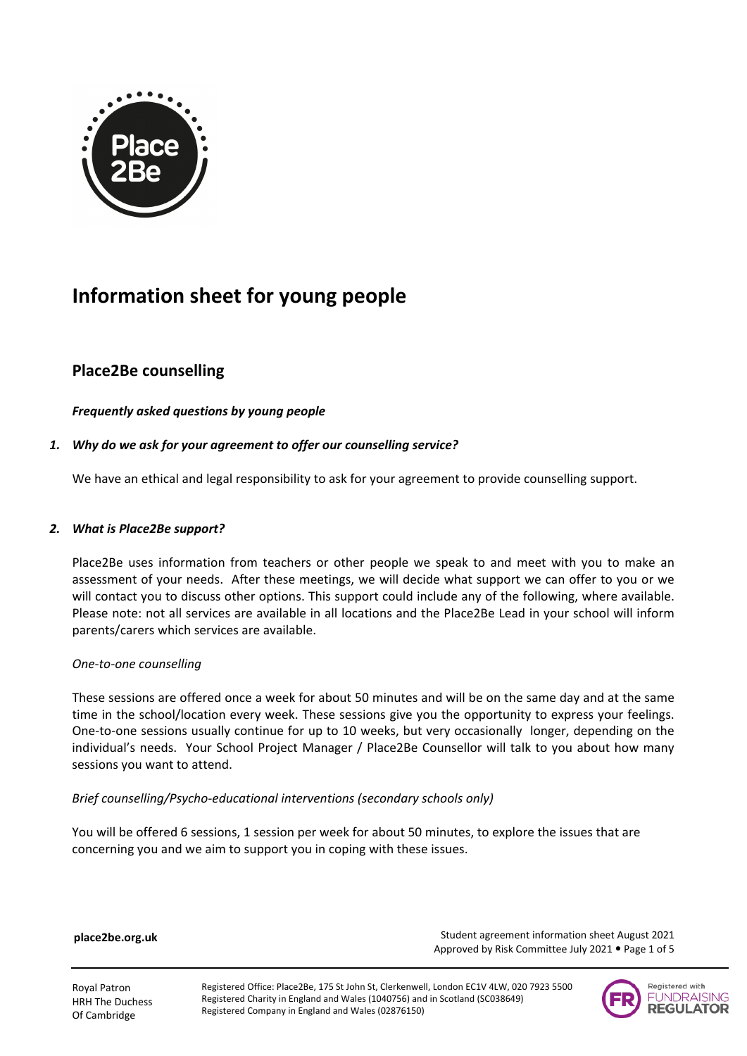# Information sheet for young people

## Place2Be counselling

***Frequently asked questions by young people***

1. ***Why do we ask for your agreement to offer our counselling service?***

   We have an ethical and legal responsibility to ask for your agreement to provide counselling support.

2. ***What is Place2Be support?***

   Place2Be uses information from teachers or other people we speak to and meet with you to make an assessment of your needs. After these meetings, we will decide what support we can offer to you or we will contact you to discuss other options. This support could include any of the following, where available. Please note: not all services are available in all locations and the Place2Be Lead in your school will inform parents/carers which services are available.

   *One-to-one counselling*

   These sessions are offered once a week for about 50 minutes and will be on the same day and at the same time in the school/location every week. These sessions give you the opportunity to express your feelings. One-to-one sessions usually continue for up to 10 weeks, but very occasionally longer, depending on the individual's needs. Your School Project Manager / Place2Be Counsellor will talk to you about how many sessions you want to attend.

   *Brief counselling/Psycho-educational interventions (secondary schools only)*

   You will be offered 6 sessions, 1 session per week for about 50 minutes, to explore the issues that are concerning you and we aim to support you in coping with these issues.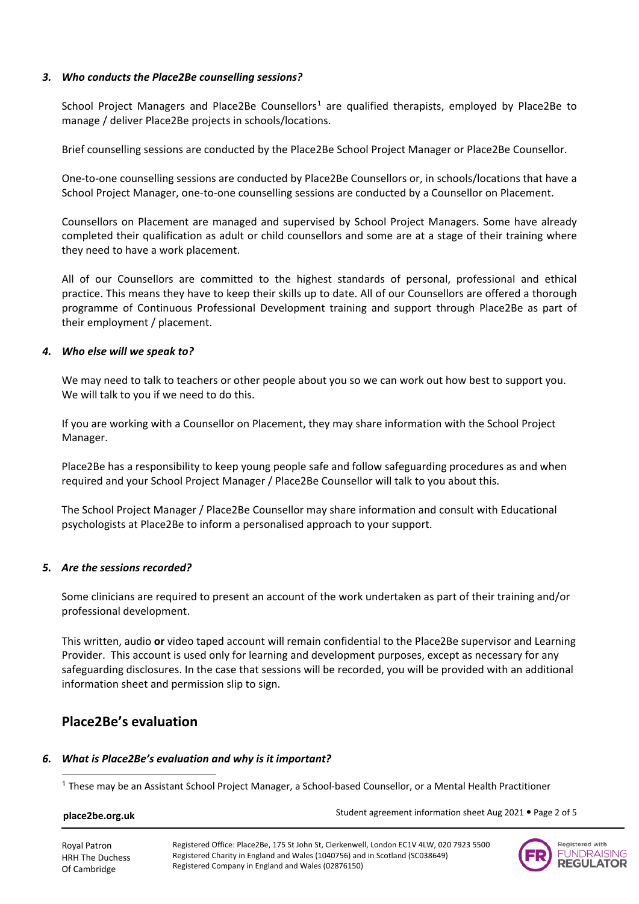### *3. Who conducts the Place2Be counselling sessions?*

School Project Managers and Place2Be Counsellors[1] are qualified therapists, employed by Place2Be to manage / deliver Place2Be projects in schools/locations.

Brief counselling sessions are conducted by the Place2Be School Project Manager or Place2Be Counsellor.

One-to-one counselling sessions are conducted by Place2Be Counsellors or, in schools/locations that have a School Project Manager, one-to-one counselling sessions are conducted by a Counsellor on Placement.

Counsellors on Placement are managed and supervised by School Project Managers. Some have already completed their qualification as adult or child counsellors and some are at a stage of their training where they need to have a work placement.

All of our Counsellors are committed to the highest standards of personal, professional and ethical practice. This means they have to keep their skills up to date. All of our Counsellors are offered a thorough programme of Continuous Professional Development training and support through Place2Be as part of their employment / placement.

### *4. Who else will we speak to?*

We may need to talk to teachers or other people about you so we can work out how best to support you. We will talk to you if we need to do this.

If you are working with a Counsellor on Placement, they may share information with the School Project Manager.

Place2Be has a responsibility to keep young people safe and follow safeguarding procedures as and when required and your School Project Manager / Place2Be Counsellor will talk to you about this.

The School Project Manager / Place2Be Counsellor may share information and consult with Educational psychologists at Place2Be to inform a personalised approach to your support.

### *5. Are the sessions recorded?*

Some clinicians are required to present an account of the work undertaken as part of their training and/or professional development.

This written, audio **or** video taped account will remain confidential to the Place2Be supervisor and Learning Provider. This account is used only for learning and development purposes, except as necessary for any safeguarding disclosures. In the case that sessions will be recorded, you will be provided with an additional information sheet and permission slip to sign.

## Place2Be's evaluation

### *6. What is Place2Be's evaluation and why is it important?*

[1] These may be an Assistant School Project Manager, a School-based Counsellor, or a Mental Health Practitioner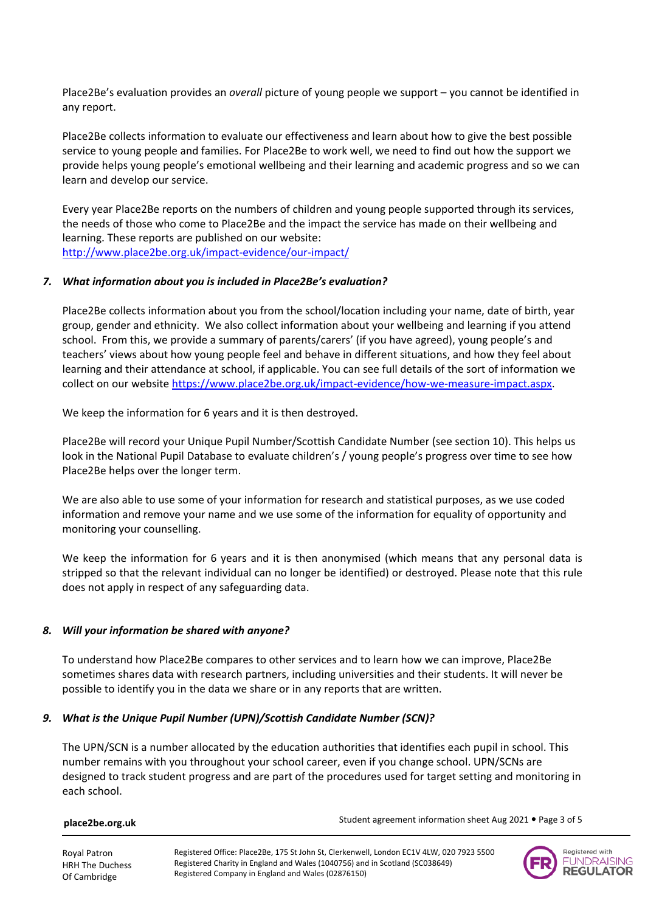Place2Be's evaluation provides an *overall* picture of young people we support – you cannot be identified in any report.

Place2Be collects information to evaluate our effectiveness and learn about how to give the best possible service to young people and families. For Place2Be to work well, we need to find out how the support we provide helps young people's emotional wellbeing and their learning and academic progress and so we can learn and develop our service.

Every year Place2Be reports on the numbers of children and young people supported through its services, the needs of those who come to Place2Be and the impact the service has made on their wellbeing and learning. These reports are published on our website: [http://www.place2be.org.uk/impact-evidence/our-impact/](http://www.place2be.org.uk/impact-evidence/our-impact/)

### *7. What information about you is included in Place2Be's evaluation?*

Place2Be collects information about you from the school/location including your name, date of birth, year group, gender and ethnicity. We also collect information about your wellbeing and learning if you attend school. From this, we provide a summary of parents/carers' (if you have agreed), young people's and teachers' views about how young people feel and behave in different situations, and how they feel about learning and their attendance at school, if applicable. You can see full details of the sort of information we collect on our website [https://www.place2be.org.uk/impact-evidence/how-we-measure-impact.aspx](https://www.place2be.org.uk/impact-evidence/how-we-measure-impact.aspx).

We keep the information for 6 years and it is then destroyed.

Place2Be will record your Unique Pupil Number/Scottish Candidate Number (see section 10). This helps us look in the National Pupil Database to evaluate children's / young people's progress over time to see how Place2Be helps over the longer term.

We are also able to use some of your information for research and statistical purposes, as we use coded information and remove your name and we use some of the information for equality of opportunity and monitoring your counselling.

We keep the information for 6 years and it is then anonymised (which means that any personal data is stripped so that the relevant individual can no longer be identified) or destroyed. Please note that this rule does not apply in respect of any safeguarding data.

### *8. Will your information be shared with anyone?*

To understand how Place2Be compares to other services and to learn how we can improve, Place2Be sometimes shares data with research partners, including universities and their students. It will never be possible to identify you in the data we share or in any reports that are written.

### *9. What is the Unique Pupil Number (UPN)/Scottish Candidate Number (SCN)?*

The UPN/SCN is a number allocated by the education authorities that identifies each pupil in school. This number remains with you throughout your school career, even if you change school. UPN/SCNs are designed to track student progress and are part of the procedures used for target setting and monitoring in each school.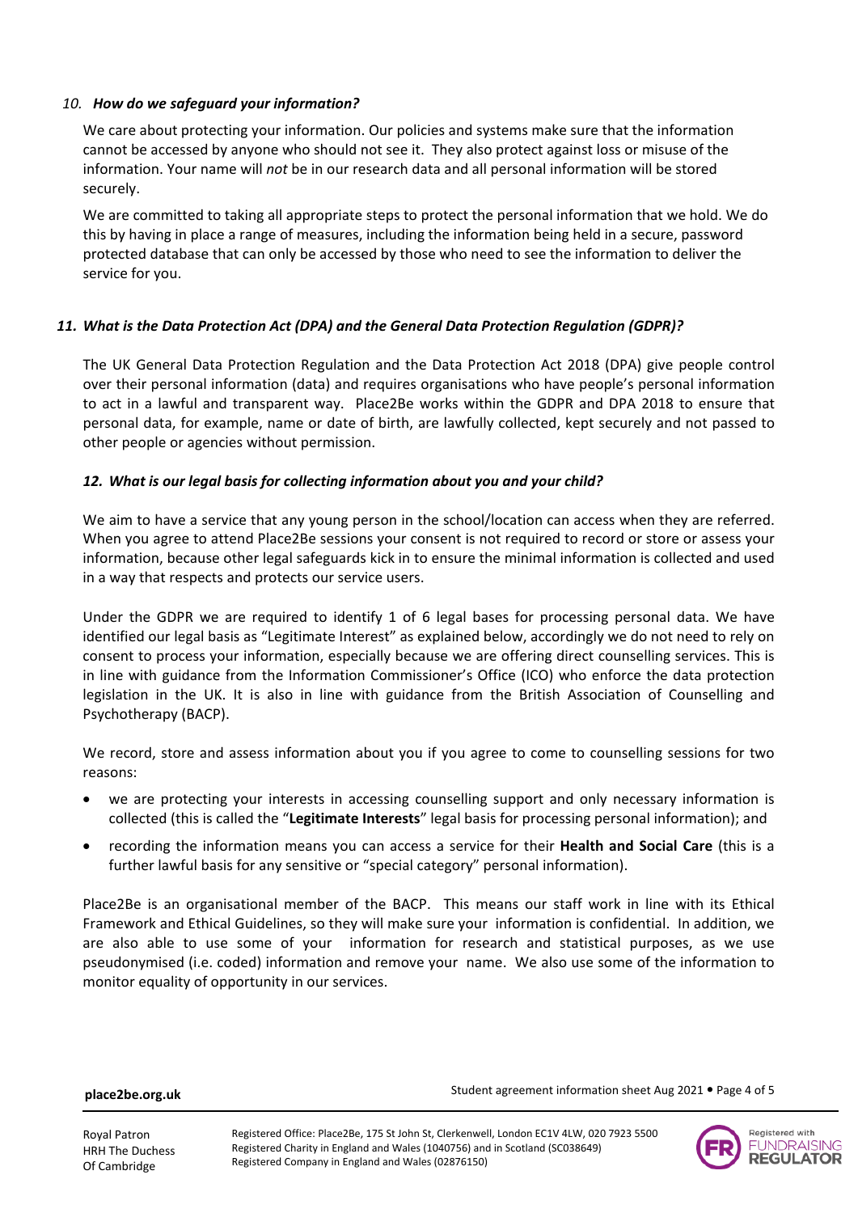### *10. How do we safeguard your information?*

We care about protecting your information. Our policies and systems make sure that the information cannot be accessed by anyone who should not see it. They also protect against loss or misuse of the information. Your name will *not* be in our research data and all personal information will be stored securely.

We are committed to taking all appropriate steps to protect the personal information that we hold. We do this by having in place a range of measures, including the information being held in a secure, password protected database that can only be accessed by those who need to see the information to deliver the service for you.

### *11. What is the Data Protection Act (DPA) and the General Data Protection Regulation (GDPR)?*

The UK General Data Protection Regulation and the Data Protection Act 2018 (DPA) give people control over their personal information (data) and requires organisations who have people's personal information to act in a lawful and transparent way. Place2Be works within the GDPR and DPA 2018 to ensure that personal data, for example, name or date of birth, are lawfully collected, kept securely and not passed to other people or agencies without permission.

### *12. What is our legal basis for collecting information about you and your child?*

We aim to have a service that any young person in the school/location can access when they are referred. When you agree to attend Place2Be sessions your consent is not required to record or store or assess your information, because other legal safeguards kick in to ensure the minimal information is collected and used in a way that respects and protects our service users.

Under the GDPR we are required to identify 1 of 6 legal bases for processing personal data. We have identified our legal basis as "Legitimate Interest" as explained below, accordingly we do not need to rely on consent to process your information, especially because we are offering direct counselling services. This is in line with guidance from the Information Commissioner's Office (ICO) who enforce the data protection legislation in the UK. It is also in line with guidance from the British Association of Counselling and Psychotherapy (BACP).

We record, store and assess information about you if you agree to come to counselling sessions for two reasons:

- we are protecting your interests in accessing counselling support and only necessary information is collected (this is called the "**Legitimate Interests**" legal basis for processing personal information); and
- recording the information means you can access a service for their **Health and Social Care** (this is a further lawful basis for any sensitive or "special category" personal information).

Place2Be is an organisational member of the BACP. This means our staff work in line with its Ethical Framework and Ethical Guidelines, so they will make sure your information is confidential. In addition, we are also able to use some of your information for research and statistical purposes, as we use pseudonymised (i.e. coded) information and remove your name. We also use some of the information to monitor equality of opportunity in our services.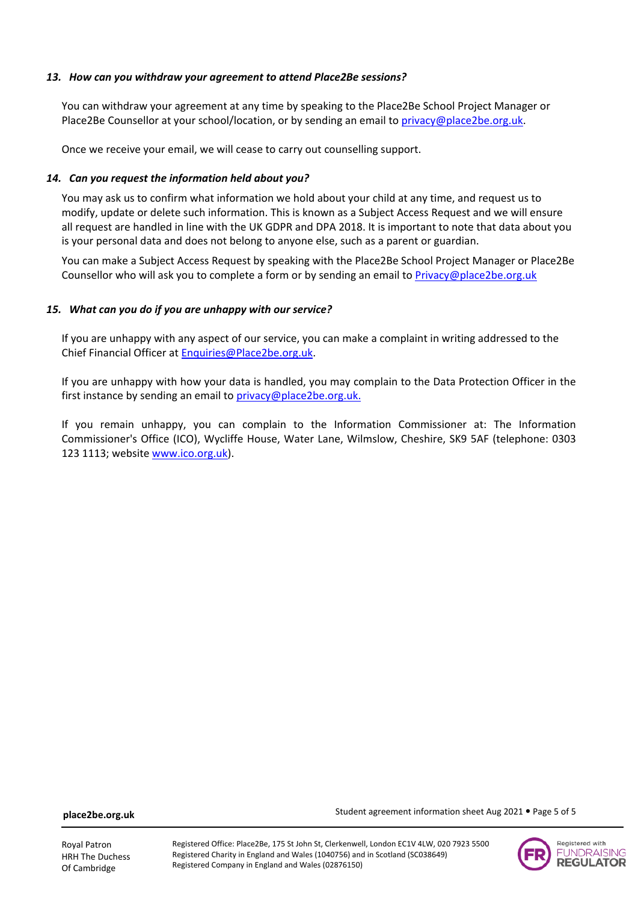### *13. How can you withdraw your agreement to attend Place2Be sessions?*

You can withdraw your agreement at any time by speaking to the Place2Be School Project Manager or Place2Be Counsellor at your school/location, or by sending an email to privacy@place2be.org.uk.

Once we receive your email, we will cease to carry out counselling support.

### *14. Can you request the information held about you?*

You may ask us to confirm what information we hold about your child at any time, and request us to modify, update or delete such information. This is known as a Subject Access Request and we will ensure all request are handled in line with the UK GDPR and DPA 2018. It is important to note that data about you is your personal data and does not belong to anyone else, such as a parent or guardian.

You can make a Subject Access Request by speaking with the Place2Be School Project Manager or Place2Be Counsellor who will ask you to complete a form or by sending an email to Privacy@place2be.org.uk

### *15. What can you do if you are unhappy with our service?*

If you are unhappy with any aspect of our service, you can make a complaint in writing addressed to the Chief Financial Officer at Enquiries@Place2be.org.uk.

If you are unhappy with how your data is handled, you may complain to the Data Protection Officer in the first instance by sending an email to privacy@place2be.org.uk.

If you remain unhappy, you can complain to the Information Commissioner at: The Information Commissioner's Office (ICO), Wycliffe House, Water Lane, Wilmslow, Cheshire, SK9 5AF (telephone: 0303 123 1113; website www.ico.org.uk).